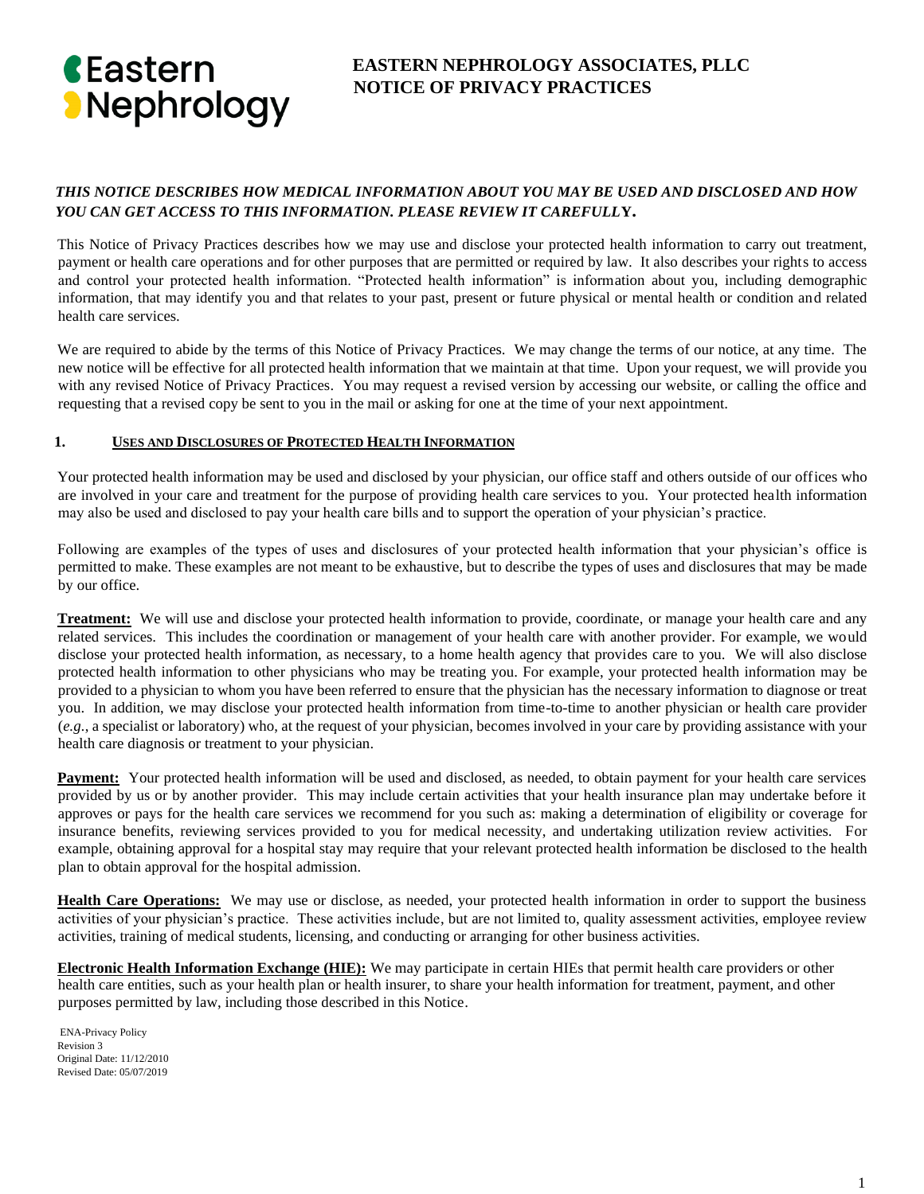Eastern Nephrology

# EASTERN NEPHROLOGY ASSOCIATES, PLLC
# NOTICE OF PRIVACY PRACTICES

***THIS NOTICE DESCRIBES HOW MEDICAL INFORMATION ABOUT YOU MAY BE USED AND DISCLOSED AND HOW YOU CAN GET ACCESS TO THIS INFORMATION. PLEASE REVIEW IT CAREFULLY.***

This Notice of Privacy Practices describes how we may use and disclose your protected health information to carry out treatment, payment or health care operations and for other purposes that are permitted or required by law. It also describes your rights to access and control your protected health information. "Protected health information" is information about you, including demographic information, that may identify you and that relates to your past, present or future physical or mental health or condition and related health care services.

We are required to abide by the terms of this Notice of Privacy Practices. We may change the terms of our notice, at any time. The new notice will be effective for all protected health information that we maintain at that time. Upon your request, we will provide you with any revised Notice of Privacy Practices. You may request a revised version by accessing our website, or calling the office and requesting that a revised copy be sent to you in the mail or asking for one at the time of your next appointment.

## 1. USES AND DISCLOSURES OF PROTECTED HEALTH INFORMATION

Your protected health information may be used and disclosed by your physician, our office staff and others outside of our offices who are involved in your care and treatment for the purpose of providing health care services to you. Your protected health information may also be used and disclosed to pay your health care bills and to support the operation of your physician's practice.

Following are examples of the types of uses and disclosures of your protected health information that your physician's office is permitted to make. These examples are not meant to be exhaustive, but to describe the types of uses and disclosures that may be made by our office.

**Treatment:** We will use and disclose your protected health information to provide, coordinate, or manage your health care and any related services. This includes the coordination or management of your health care with another provider. For example, we would disclose your protected health information, as necessary, to a home health agency that provides care to you. We will also disclose protected health information to other physicians who may be treating you. For example, your protected health information may be provided to a physician to whom you have been referred to ensure that the physician has the necessary information to diagnose or treat you. In addition, we may disclose your protected health information from time-to-time to another physician or health care provider (*e.g.*, a specialist or laboratory) who, at the request of your physician, becomes involved in your care by providing assistance with your health care diagnosis or treatment to your physician.

**Payment:** Your protected health information will be used and disclosed, as needed, to obtain payment for your health care services provided by us or by another provider. This may include certain activities that your health insurance plan may undertake before it approves or pays for the health care services we recommend for you such as: making a determination of eligibility or coverage for insurance benefits, reviewing services provided to you for medical necessity, and undertaking utilization review activities. For example, obtaining approval for a hospital stay may require that your relevant protected health information be disclosed to the health plan to obtain approval for the hospital admission.

**Health Care Operations:** We may use or disclose, as needed, your protected health information in order to support the business activities of your physician's practice. These activities include, but are not limited to, quality assessment activities, employee review activities, training of medical students, licensing, and conducting or arranging for other business activities.

**Electronic Health Information Exchange (HIE):** We may participate in certain HIEs that permit health care providers or other health care entities, such as your health plan or health insurer, to share your health information for treatment, payment, and other purposes permitted by law, including those described in this Notice.

ENA-Privacy Policy
Revision 3
Original Date: 11/12/2010
Revised Date: 05/07/2019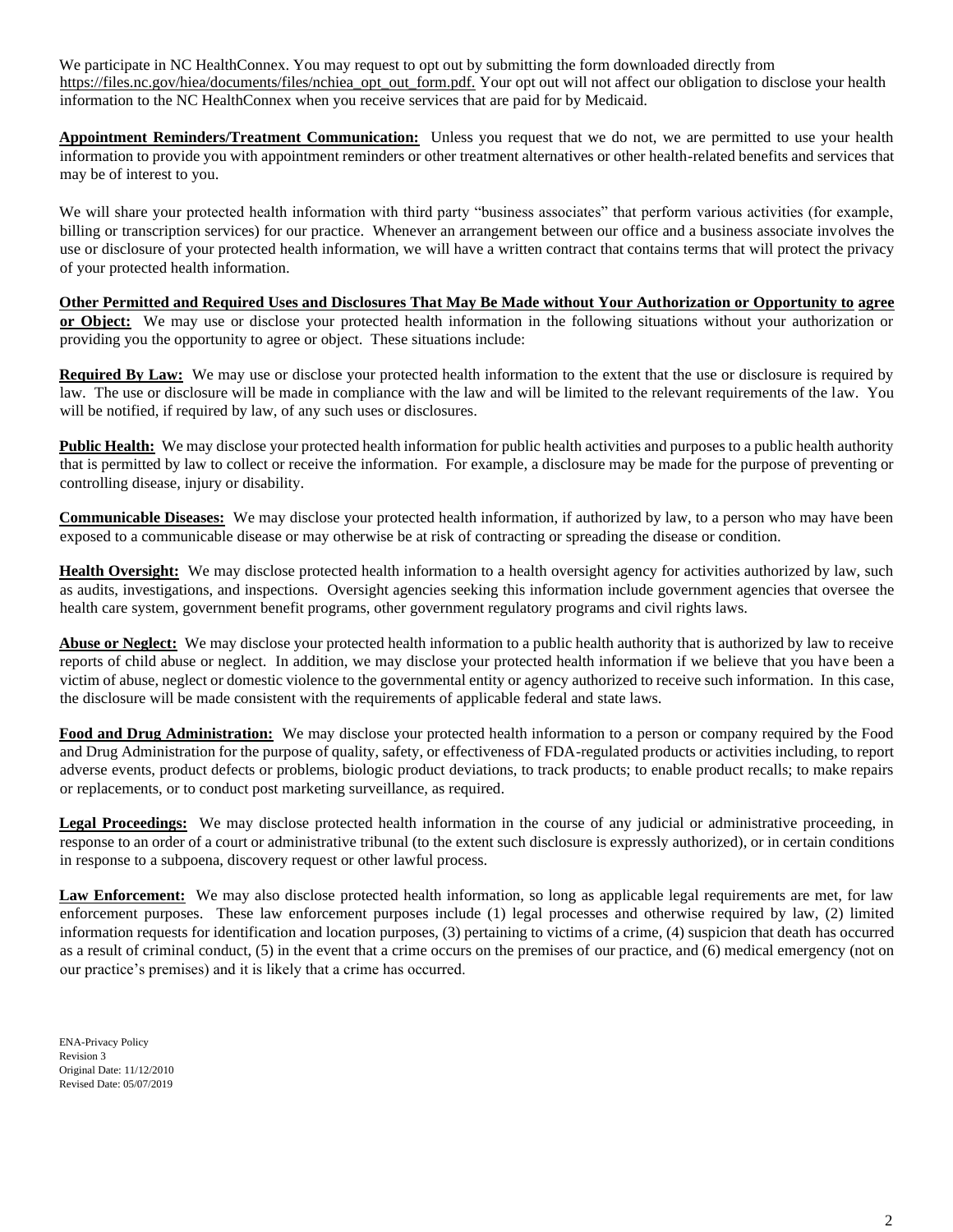We participate in NC HealthConnex. You may request to opt out by submitting the form downloaded directly from https://files.nc.gov/hiea/documents/files/nchiea_opt_out_form.pdf. Your opt out will not affect our obligation to disclose your health information to the NC HealthConnex when you receive services that are paid for by Medicaid.

**Appointment Reminders/Treatment Communication:** Unless you request that we do not, we are permitted to use your health information to provide you with appointment reminders or other treatment alternatives or other health-related benefits and services that may be of interest to you.

We will share your protected health information with third party "business associates" that perform various activities (for example, billing or transcription services) for our practice. Whenever an arrangement between our office and a business associate involves the use or disclosure of your protected health information, we will have a written contract that contains terms that will protect the privacy of your protected health information.

**Other Permitted and Required Uses and Disclosures That May Be Made without Your Authorization or Opportunity to agree or Object:** We may use or disclose your protected health information in the following situations without your authorization or providing you the opportunity to agree or object. These situations include:

**Required By Law:** We may use or disclose your protected health information to the extent that the use or disclosure is required by law. The use or disclosure will be made in compliance with the law and will be limited to the relevant requirements of the law. You will be notified, if required by law, of any such uses or disclosures.

**Public Health:** We may disclose your protected health information for public health activities and purposes to a public health authority that is permitted by law to collect or receive the information. For example, a disclosure may be made for the purpose of preventing or controlling disease, injury or disability.

**Communicable Diseases:** We may disclose your protected health information, if authorized by law, to a person who may have been exposed to a communicable disease or may otherwise be at risk of contracting or spreading the disease or condition.

**Health Oversight:** We may disclose protected health information to a health oversight agency for activities authorized by law, such as audits, investigations, and inspections. Oversight agencies seeking this information include government agencies that oversee the health care system, government benefit programs, other government regulatory programs and civil rights laws.

**Abuse or Neglect:** We may disclose your protected health information to a public health authority that is authorized by law to receive reports of child abuse or neglect. In addition, we may disclose your protected health information if we believe that you have been a victim of abuse, neglect or domestic violence to the governmental entity or agency authorized to receive such information. In this case, the disclosure will be made consistent with the requirements of applicable federal and state laws.

**Food and Drug Administration:** We may disclose your protected health information to a person or company required by the Food and Drug Administration for the purpose of quality, safety, or effectiveness of FDA-regulated products or activities including, to report adverse events, product defects or problems, biologic product deviations, to track products; to enable product recalls; to make repairs or replacements, or to conduct post marketing surveillance, as required.

**Legal Proceedings:** We may disclose protected health information in the course of any judicial or administrative proceeding, in response to an order of a court or administrative tribunal (to the extent such disclosure is expressly authorized), or in certain conditions in response to a subpoena, discovery request or other lawful process.

**Law Enforcement:** We may also disclose protected health information, so long as applicable legal requirements are met, for law enforcement purposes. These law enforcement purposes include (1) legal processes and otherwise required by law, (2) limited information requests for identification and location purposes, (3) pertaining to victims of a crime, (4) suspicion that death has occurred as a result of criminal conduct, (5) in the event that a crime occurs on the premises of our practice, and (6) medical emergency (not on our practice's premises) and it is likely that a crime has occurred.

ENA-Privacy Policy
Revision 3
Original Date: 11/12/2010
Revised Date: 05/07/2019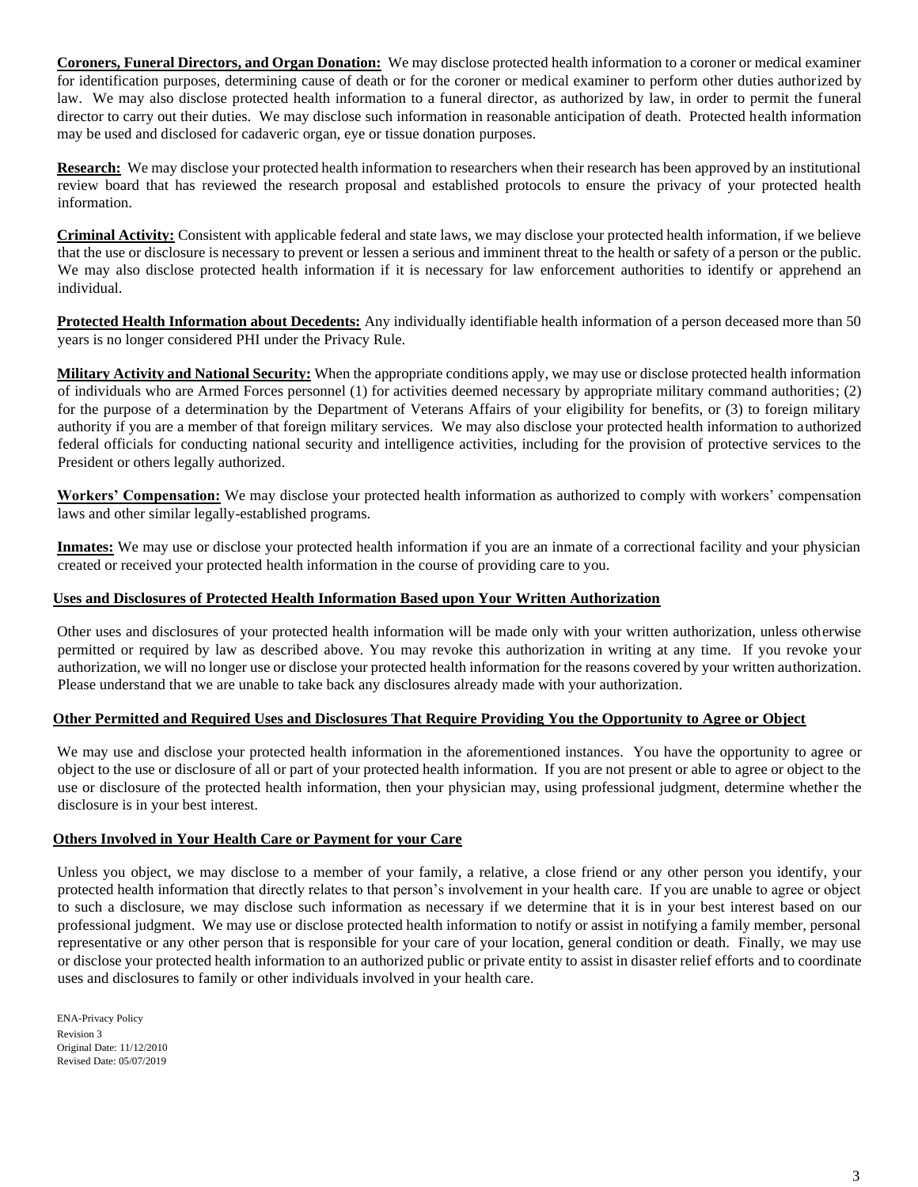**Coroners, Funeral Directors, and Organ Donation:** We may disclose protected health information to a coroner or medical examiner for identification purposes, determining cause of death or for the coroner or medical examiner to perform other duties authorized by law. We may also disclose protected health information to a funeral director, as authorized by law, in order to permit the funeral director to carry out their duties. We may disclose such information in reasonable anticipation of death. Protected health information may be used and disclosed for cadaveric organ, eye or tissue donation purposes.

**Research:** We may disclose your protected health information to researchers when their research has been approved by an institutional review board that has reviewed the research proposal and established protocols to ensure the privacy of your protected health information.

**Criminal Activity:** Consistent with applicable federal and state laws, we may disclose your protected health information, if we believe that the use or disclosure is necessary to prevent or lessen a serious and imminent threat to the health or safety of a person or the public. We may also disclose protected health information if it is necessary for law enforcement authorities to identify or apprehend an individual.

**Protected Health Information about Decedents:** Any individually identifiable health information of a person deceased more than 50 years is no longer considered PHI under the Privacy Rule.

**Military Activity and National Security:** When the appropriate conditions apply, we may use or disclose protected health information of individuals who are Armed Forces personnel (1) for activities deemed necessary by appropriate military command authorities; (2) for the purpose of a determination by the Department of Veterans Affairs of your eligibility for benefits, or (3) to foreign military authority if you are a member of that foreign military services. We may also disclose your protected health information to authorized federal officials for conducting national security and intelligence activities, including for the provision of protective services to the President or others legally authorized.

**Workers' Compensation:** We may disclose your protected health information as authorized to comply with workers' compensation laws and other similar legally-established programs.

**Inmates:** We may use or disclose your protected health information if you are an inmate of a correctional facility and your physician created or received your protected health information in the course of providing care to you.

**Uses and Disclosures of Protected Health Information Based upon Your Written Authorization**

Other uses and disclosures of your protected health information will be made only with your written authorization, unless otherwise permitted or required by law as described above. You may revoke this authorization in writing at any time. If you revoke your authorization, we will no longer use or disclose your protected health information for the reasons covered by your written authorization. Please understand that we are unable to take back any disclosures already made with your authorization.

**Other Permitted and Required Uses and Disclosures That Require Providing You the Opportunity to Agree or Object**

We may use and disclose your protected health information in the aforementioned instances. You have the opportunity to agree or object to the use or disclosure of all or part of your protected health information. If you are not present or able to agree or object to the use or disclosure of the protected health information, then your physician may, using professional judgment, determine whether the disclosure is in your best interest.

**Others Involved in Your Health Care or Payment for your Care**

Unless you object, we may disclose to a member of your family, a relative, a close friend or any other person you identify, your protected health information that directly relates to that person's involvement in your health care. If you are unable to agree or object to such a disclosure, we may disclose such information as necessary if we determine that it is in your best interest based on our professional judgment. We may use or disclose protected health information to notify or assist in notifying a family member, personal representative or any other person that is responsible for your care of your location, general condition or death. Finally, we may use or disclose your protected health information to an authorized public or private entity to assist in disaster relief efforts and to coordinate uses and disclosures to family or other individuals involved in your health care.

ENA-Privacy Policy
Revision 3
Original Date: 11/12/2010
Revised Date: 05/07/2019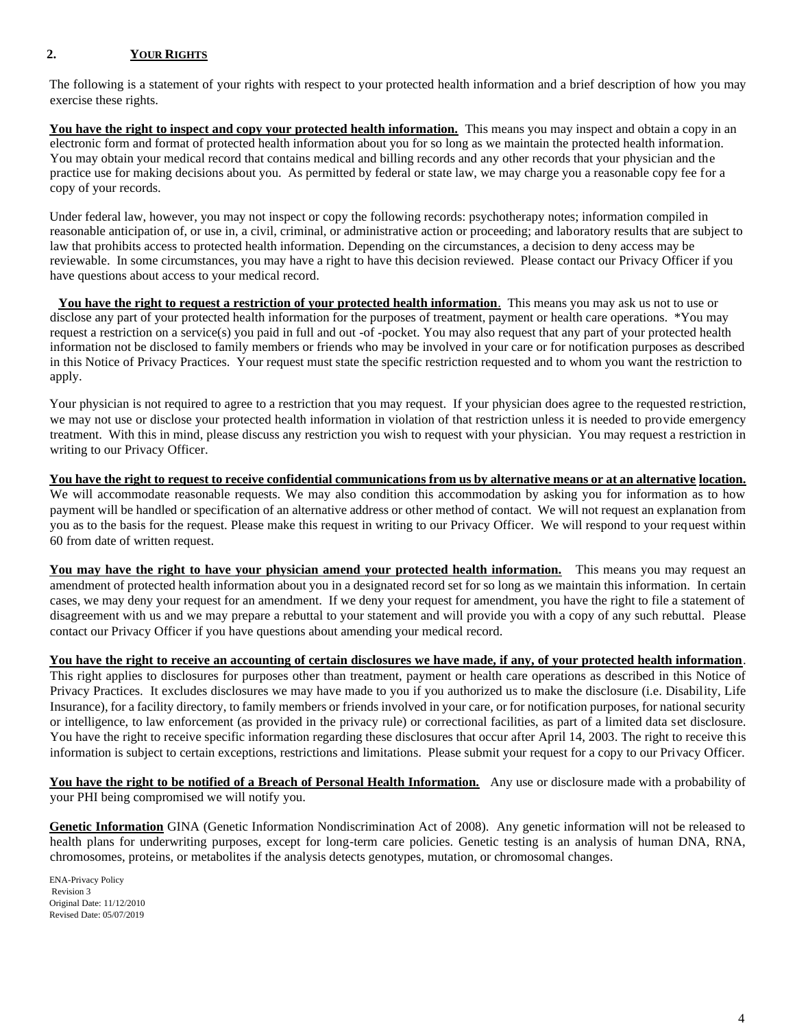## 2. YOUR RIGHTS

The following is a statement of your rights with respect to your protected health information and a brief description of how you may exercise these rights.

**You have the right to inspect and copy your protected health information.** This means you may inspect and obtain a copy in an electronic form and format of protected health information about you for so long as we maintain the protected health information. You may obtain your medical record that contains medical and billing records and any other records that your physician and the practice use for making decisions about you. As permitted by federal or state law, we may charge you a reasonable copy fee for a copy of your records.

Under federal law, however, you may not inspect or copy the following records: psychotherapy notes; information compiled in reasonable anticipation of, or use in, a civil, criminal, or administrative action or proceeding; and laboratory results that are subject to law that prohibits access to protected health information. Depending on the circumstances, a decision to deny access may be reviewable. In some circumstances, you may have a right to have this decision reviewed. Please contact our Privacy Officer if you have questions about access to your medical record.

**You have the right to request a restriction of your protected health information**. This means you may ask us not to use or disclose any part of your protected health information for the purposes of treatment, payment or health care operations. *You may request a restriction on a service(s) you paid in full and out -of -pocket. You may also request that any part of your protected health information not be disclosed to family members or friends who may be involved in your care or for notification purposes as described in this Notice of Privacy Practices. Your request must state the specific restriction requested and to whom you want the restriction to apply.

Your physician is not required to agree to a restriction that you may request. If your physician does agree to the requested restriction, we may not use or disclose your protected health information in violation of that restriction unless it is needed to provide emergency treatment. With this in mind, please discuss any restriction you wish to request with your physician. You may request a restriction in writing to our Privacy Officer.

**You have the right to request to receive confidential communications from us by alternative means or at an alternative location.** We will accommodate reasonable requests. We may also condition this accommodation by asking you for information as to how payment will be handled or specification of an alternative address or other method of contact. We will not request an explanation from you as to the basis for the request. Please make this request in writing to our Privacy Officer. We will respond to your request within 60 from date of written request.

**You may have the right to have your physician amend your protected health information.** This means you may request an amendment of protected health information about you in a designated record set for so long as we maintain this information. In certain cases, we may deny your request for an amendment. If we deny your request for amendment, you have the right to file a statement of disagreement with us and we may prepare a rebuttal to your statement and will provide you with a copy of any such rebuttal. Please contact our Privacy Officer if you have questions about amending your medical record.

**You have the right to receive an accounting of certain disclosures we have made, if any, of your protected health information**. This right applies to disclosures for purposes other than treatment, payment or health care operations as described in this Notice of Privacy Practices. It excludes disclosures we may have made to you if you authorized us to make the disclosure (i.e. Disability, Life Insurance), for a facility directory, to family members or friends involved in your care, or for notification purposes, for national security or intelligence, to law enforcement (as provided in the privacy rule) or correctional facilities, as part of a limited data set disclosure. You have the right to receive specific information regarding these disclosures that occur after April 14, 2003. The right to receive this information is subject to certain exceptions, restrictions and limitations. Please submit your request for a copy to our Privacy Officer.

**You have the right to be notified of a Breach of Personal Health Information.** Any use or disclosure made with a probability of your PHI being compromised we will notify you.

**Genetic Information** GINA (Genetic Information Nondiscrimination Act of 2008). Any genetic information will not be released to health plans for underwriting purposes, except for long-term care policies. Genetic testing is an analysis of human DNA, RNA, chromosomes, proteins, or metabolites if the analysis detects genotypes, mutation, or chromosomal changes.

ENA-Privacy Policy
Revision 3
Original Date: 11/12/2010
Revised Date: 05/07/2019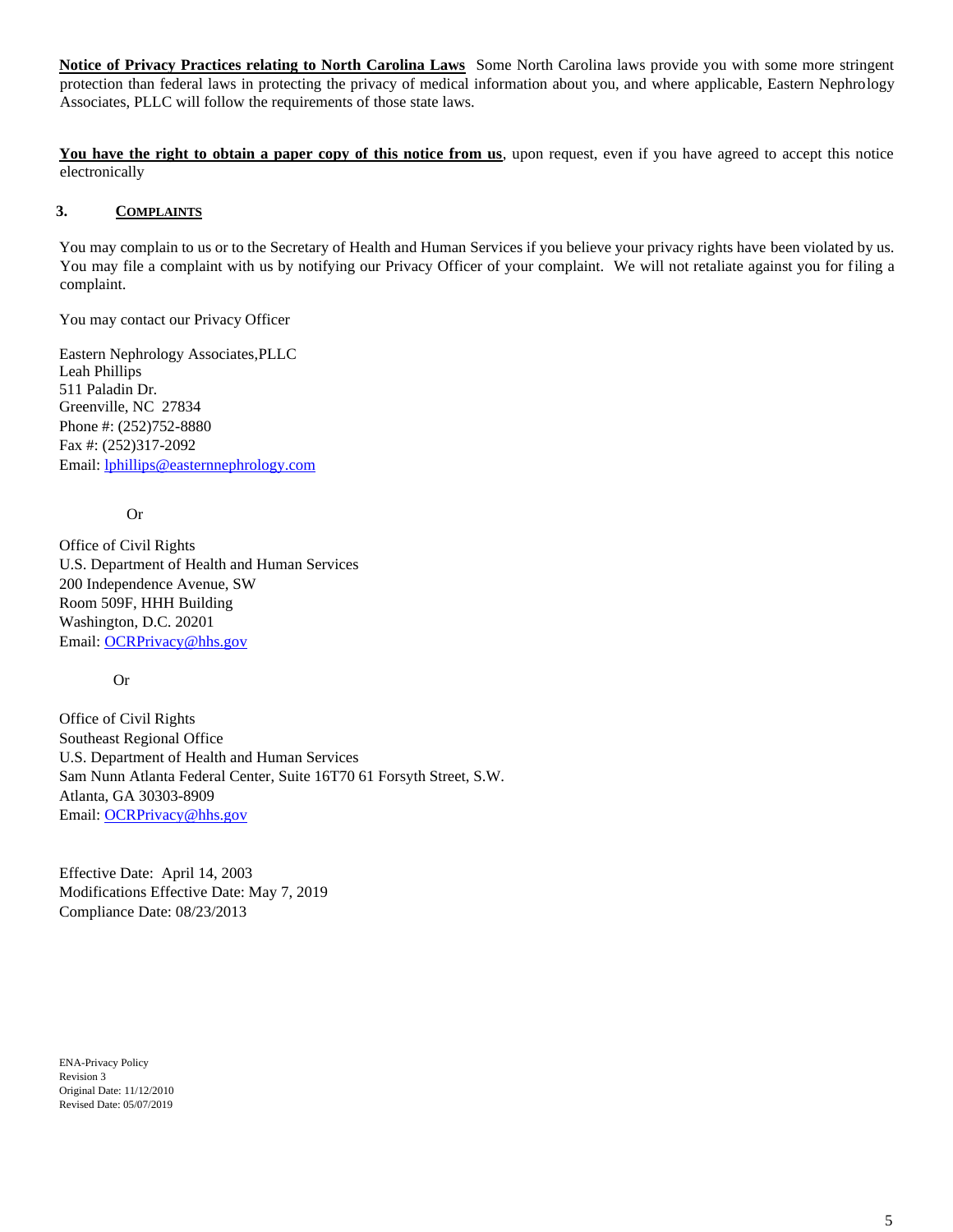**Notice of Privacy Practices relating to North Carolina Laws** Some North Carolina laws provide you with some more stringent protection than federal laws in protecting the privacy of medical information about you, and where applicable, Eastern Nephrology Associates, PLLC will follow the requirements of those state laws.

**You have the right to obtain a paper copy of this notice from us**, upon request, even if you have agreed to accept this notice electronically

## 3. COMPLAINTS

You may complain to us or to the Secretary of Health and Human Services if you believe your privacy rights have been violated by us. You may file a complaint with us by notifying our Privacy Officer of your complaint. We will not retaliate against you for filing a complaint.

You may contact our Privacy Officer

Eastern Nephrology Associates,PLLC
Leah Phillips
511 Paladin Dr.
Greenville, NC 27834
Phone #: (252)752-8880
Fax #: (252)317-2092
Email: lphillips@easternnephrology.com

Or

Office of Civil Rights
U.S. Department of Health and Human Services
200 Independence Avenue, SW
Room 509F, HHH Building
Washington, D.C. 20201
Email: OCRPrivacy@hhs.gov

Or

Office of Civil Rights
Southeast Regional Office
U.S. Department of Health and Human Services
Sam Nunn Atlanta Federal Center, Suite 16T70 61 Forsyth Street, S.W.
Atlanta, GA 30303-8909
Email: OCRPrivacy@hhs.gov

Effective Date: April 14, 2003
Modifications Effective Date: May 7, 2019
Compliance Date: 08/23/2013

ENA-Privacy Policy
Revision 3
Original Date: 11/12/2010
Revised Date: 05/07/2019